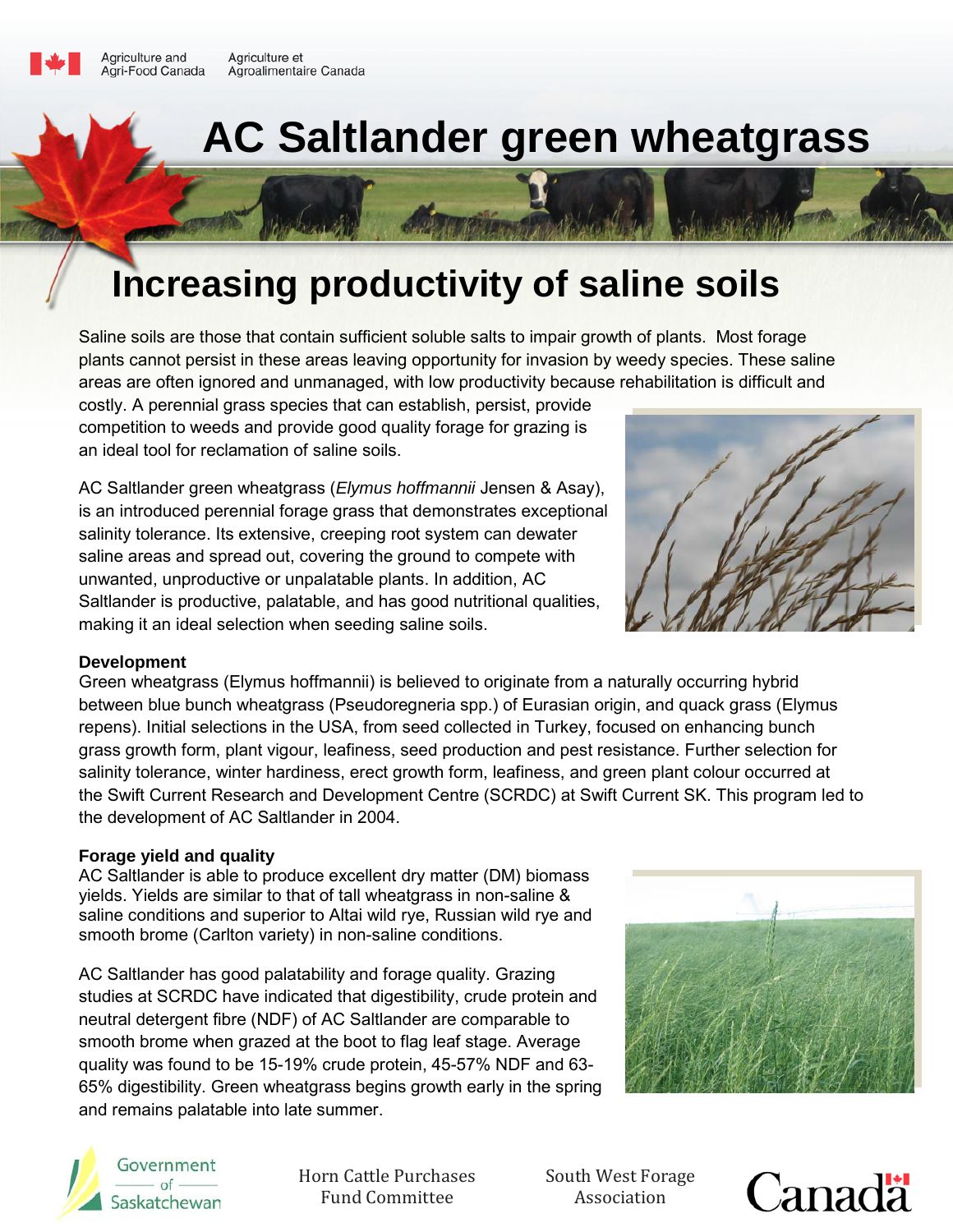Agriculture and Agri-Food Canada / Agriculture et Agroalimentaire Canada

# AC Saltlander green wheatgrass

## Increasing productivity of saline soils

Saline soils are those that contain sufficient soluble salts to impair growth of plants. Most forage plants cannot persist in these areas leaving opportunity for invasion by weedy species. These saline areas are often ignored and unmanaged, with low productivity because rehabilitation is difficult and costly. A perennial grass species that can establish, persist, provide competition to weeds and provide good quality forage for grazing is an ideal tool for reclamation of saline soils.

AC Saltlander green wheatgrass (*Elymus hoffmannii* Jensen & Asay), is an introduced perennial forage grass that demonstrates exceptional salinity tolerance. Its extensive, creeping root system can dewater saline areas and spread out, covering the ground to compete with unwanted, unproductive or unpalatable plants. In addition, AC Saltlander is productive, palatable, and has good nutritional qualities, making it an ideal selection when seeding saline soils.

### Development

Green wheatgrass (Elymus hoffmannii) is believed to originate from a naturally occurring hybrid between blue bunch wheatgrass (Pseudoregneria spp.) of Eurasian origin, and quack grass (Elymus repens). Initial selections in the USA, from seed collected in Turkey, focused on enhancing bunch grass growth form, plant vigour, leafiness, seed production and pest resistance. Further selection for salinity tolerance, winter hardiness, erect growth form, leafiness, and green plant colour occurred at the Swift Current Research and Development Centre (SCRDC) at Swift Current SK. This program led to the development of AC Saltlander in 2004.

### Forage yield and quality

AC Saltlander is able to produce excellent dry matter (DM) biomass yields. Yields are similar to that of tall wheatgrass in non-saline & saline conditions and superior to Altai wild rye, Russian wild rye and smooth brome (Carlton variety) in non-saline conditions.

AC Saltlander has good palatability and forage quality. Grazing studies at SCRDC have indicated that digestibility, crude protein and neutral detergent fibre (NDF) of AC Saltlander are comparable to smooth brome when grazed at the boot to flag leaf stage. Average quality was found to be 15-19% crude protein, 45-57% NDF and 63-65% digestibility. Green wheatgrass begins growth early in the spring and remains palatable into late summer.

Government of Saskatchewan | Horn Cattle Purchases Fund Committee | South West Forage Association | Canada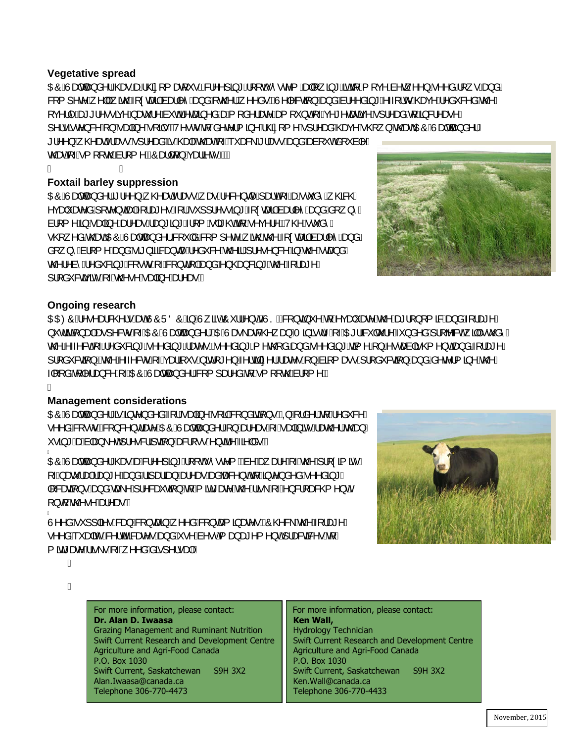### Vegetative spread

AC Saltlander has a rhizomatous creeping root system, allowing it to move between seeded rows and compete well with foxtail barley and other weeds. Selection and breeding efforts have reduced the overall aggressive nature but retained a moderate amount of vegetative spread to increase persistence on saline soils. Tests to determine rhizome spread have shown that AC Saltlander green wheatgrass spread is half that of quack grass and about double that of smooth brome (Carlton variety).

### Foxtail barley suppression

AC Saltlander green wheatgrass was recently part of a study, which evaluated potential forages for suppressing foxtail barley and downy brome in saline areas ranging from mild to severe. The study showed that AC Saltlander could compete with the foxtail barley and downy brome and significantly reduce their presence in the stand, thereby reducing costs of control and enhancing the forage productivity of these saline areas.

### Ongoing research

AAFC researchers at SCRDC in Swift Current, SK continue to evaluate the agronomic and forage nutritional aspects of AC Saltlander. A Saskatchewan Ministry of Agriculture funded project will study the effects of reducing seeding rates, seeding method and seeding time on establishment and forage production, the effect of various nitrogen fertilizer rates on biomass production and determine the flood tolerance of AC Saltlander compared to smooth brome.

### Management considerations

AC Saltlander is intended for saline soil conditions. In order to reduce seed costs, concentrate AC Saltlander on areas of salinity rather than using a blanket prescription across the entire fields.

AC Saltlander has a creeping root system. Be aware of the proximity of non-saline land and irrigation areas adjacent to intended seeding locations and take precautions to mitigate the risk of encroachment onto these areas.

Seed supplies can contain weed contaminants. Check the forage seed quality certificates and use best management practices to mitigate risks of weed dispersal.

For more information, please contact:
**Dr. Alan D. Iwaasa**
Grazing Management and Ruminant Nutrition
Swift Current Research and Development Centre
Agriculture and Agri-Food Canada
P.O. Box 1030
Swift Current, Saskatchewan S9H 3X2
Alan.Iwaasa@canada.ca
Telephone 306-770-4473

For more information, please contact:
**Ken Wall,**
Hydrology Technician
Swift Current Research and Development Centre
Agriculture and Agri-Food Canada
P.O. Box 1030
Swift Current, Saskatchewan S9H 3X2
Ken.Wall@canada.ca
Telephone 306-770-4433

November, 2015